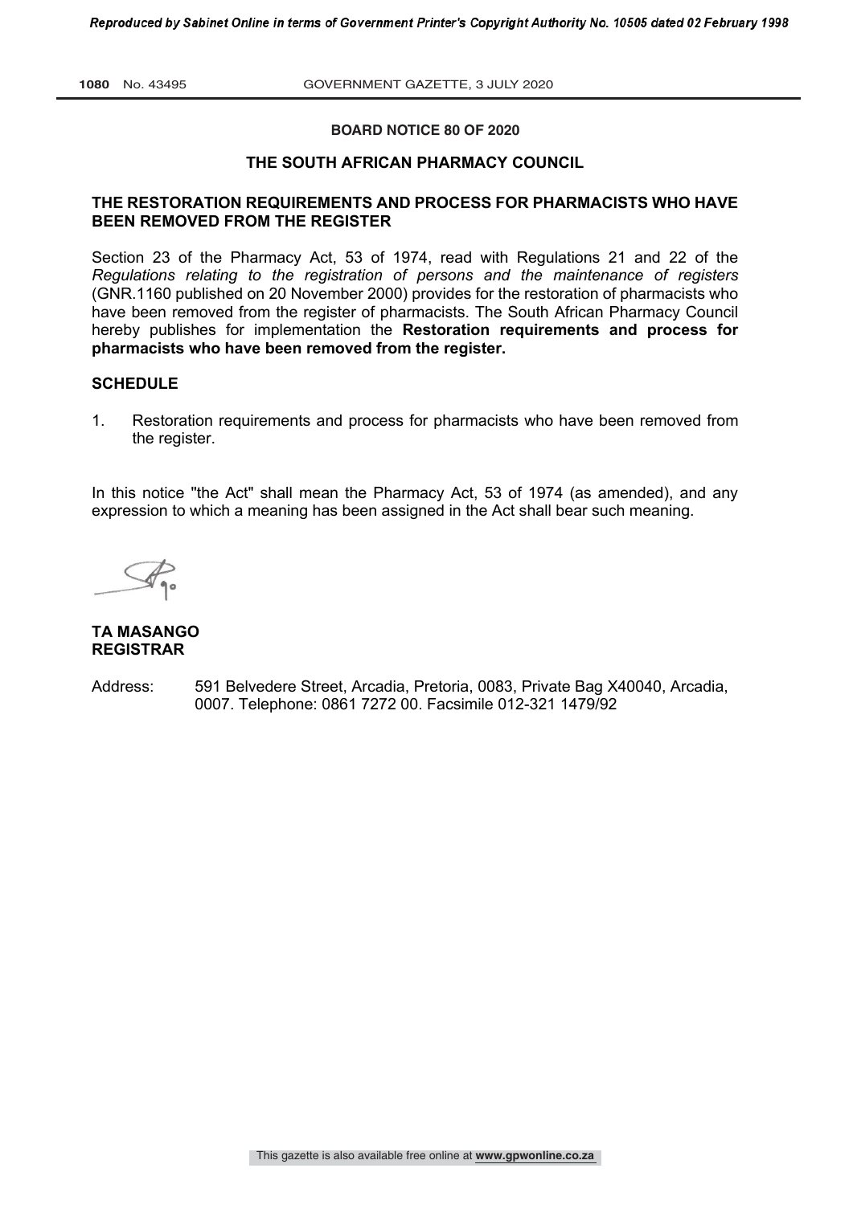**BOARD NOTICE 80 OF 2020**

**THE SOUTH AFRICAN PHARMACY COUNCIL**

**THE RESTORATION REQUIREMENTS AND PROCESS FOR PHARMACISTS WHO HAVE BEEN REMOVED FROM THE REGISTER**

Section 23 of the Pharmacy Act, 53 of 1974, read with Regulations 21 and 22 of the *Regulations relating to the registration of persons and the maintenance of registers* (GNR.1160 published on 20 November 2000) provides for the restoration of pharmacists who have been removed from the register of pharmacists. The South African Pharmacy Council hereby publishes for implementation the **Restoration requirements and process for pharmacists who have been removed from the register.**

**SCHEDULE**

1. Restoration requirements and process for pharmacists who have been removed from the register.

In this notice "the Act" shall mean the Pharmacy Act, 53 of 1974 (as amended), and any expression to which a meaning has been assigned in the Act shall bear such meaning.

**TA MASANGO**
**REGISTRAR**

Address: 591 Belvedere Street, Arcadia, Pretoria, 0083, Private Bag X40040, Arcadia, 0007. Telephone: 0861 7272 00. Facsimile 012-321 1479/92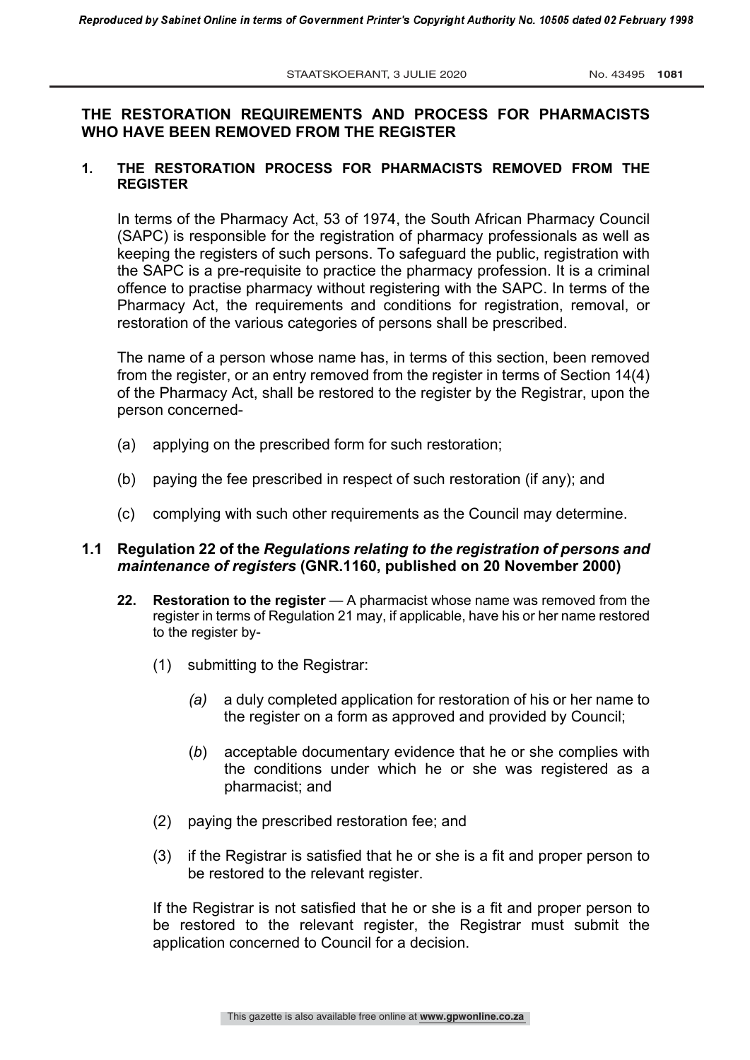## THE RESTORATION REQUIREMENTS AND PROCESS FOR PHARMACISTS WHO HAVE BEEN REMOVED FROM THE REGISTER

### 1. THE RESTORATION PROCESS FOR PHARMACISTS REMOVED FROM THE REGISTER

In terms of the Pharmacy Act, 53 of 1974, the South African Pharmacy Council (SAPC) is responsible for the registration of pharmacy professionals as well as keeping the registers of such persons. To safeguard the public, registration with the SAPC is a pre-requisite to practice the pharmacy profession. It is a criminal offence to practise pharmacy without registering with the SAPC. In terms of the Pharmacy Act, the requirements and conditions for registration, removal, or restoration of the various categories of persons shall be prescribed.

The name of a person whose name has, in terms of this section, been removed from the register, or an entry removed from the register in terms of Section 14(4) of the Pharmacy Act, shall be restored to the register by the Registrar, upon the person concerned-

(a) applying on the prescribed form for such restoration;

(b) paying the fee prescribed in respect of such restoration (if any); and

(c) complying with such other requirements as the Council may determine.

### 1.1 Regulation 22 of the *Regulations relating to the registration of persons and maintenance of registers* (GNR.1160, published on 20 November 2000)

**22. Restoration to the register** — A pharmacist whose name was removed from the register in terms of Regulation 21 may, if applicable, have his or her name restored to the register by-

(1) submitting to the Registrar:

*(a)* a duly completed application for restoration of his or her name to the register on a form as approved and provided by Council;

(*b*) acceptable documentary evidence that he or she complies with the conditions under which he or she was registered as a pharmacist; and

(2) paying the prescribed restoration fee; and

(3) if the Registrar is satisfied that he or she is a fit and proper person to be restored to the relevant register.

If the Registrar is not satisfied that he or she is a fit and proper person to be restored to the relevant register, the Registrar must submit the application concerned to Council for a decision.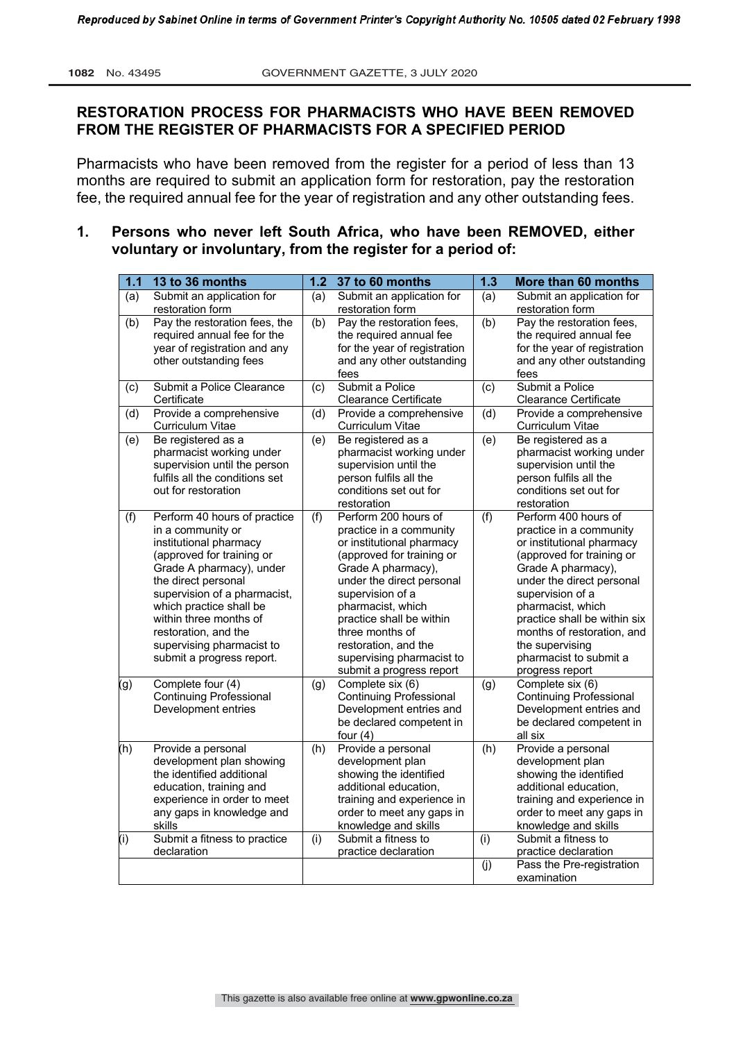## RESTORATION PROCESS FOR PHARMACISTS WHO HAVE BEEN REMOVED FROM THE REGISTER OF PHARMACISTS FOR A SPECIFIED PERIOD

Pharmacists who have been removed from the register for a period of less than 13 months are required to submit an application form for restoration, pay the restoration fee, the required annual fee for the year of registration and any other outstanding fees.

### 1. Persons who never left South Africa, who have been REMOVED, either voluntary or involuntary, from the register for a period of:

| 1.1 | 13 to 36 months | 1.2 | 37 to 60 months | 1.3 | More than 60 months |
|---|---|---|---|---|---|
| (a) | Submit an application for restoration form | (a) | Submit an application for restoration form | (a) | Submit an application for restoration form |
| (b) | Pay the restoration fees, the required annual fee for the year of registration and any other outstanding fees | (b) | Pay the restoration fees, the required annual fee for the year of registration and any other outstanding fees | (b) | Pay the restoration fees, the required annual fee for the year of registration and any other outstanding fees |
| (c) | Submit a Police Clearance Certificate | (c) | Submit a Police Clearance Certificate | (c) | Submit a Police Clearance Certificate |
| (d) | Provide a comprehensive Curriculum Vitae | (d) | Provide a comprehensive Curriculum Vitae | (d) | Provide a comprehensive Curriculum Vitae |
| (e) | Be registered as a pharmacist working under supervision until the person fulfils all the conditions set out for restoration | (e) | Be registered as a pharmacist working under supervision until the person fulfils all the conditions set out for restoration | (e) | Be registered as a pharmacist working under supervision until the person fulfils all the conditions set out for restoration |
| (f) | Perform 40 hours of practice in a community or institutional pharmacy (approved for training or Grade A pharmacy), under the direct personal supervision of a pharmacist, which practice shall be within three months of restoration, and the supervising pharmacist to submit a progress report. | (f) | Perform 200 hours of practice in a community or institutional pharmacy (approved for training or Grade A pharmacy), under the direct personal supervision of a pharmacist, which practice shall be within three months of restoration, and the supervising pharmacist to submit a progress report | (f) | Perform 400 hours of practice in a community or institutional pharmacy (approved for training or Grade A pharmacy), under the direct personal supervision of a pharmacist, which practice shall be within six months of restoration, and the supervising pharmacist to submit a progress report |
| (g) | Complete four (4) Continuing Professional Development entries | (g) | Complete six (6) Continuing Professional Development entries and be declared competent in four (4) | (g) | Complete six (6) Continuing Professional Development entries and be declared competent in all six |
| (h) | Provide a personal development plan showing the identified additional education, training and experience in order to meet any gaps in knowledge and skills | (h) | Provide a personal development plan showing the identified additional education, training and experience in order to meet any gaps in knowledge and skills | (h) | Provide a personal development plan showing the identified additional education, training and experience in order to meet any gaps in knowledge and skills |
| (i) | Submit a fitness to practice declaration | (i) | Submit a fitness to practice declaration | (i) | Submit a fitness to practice declaration |
| | | | | (j) | Pass the Pre-registration examination |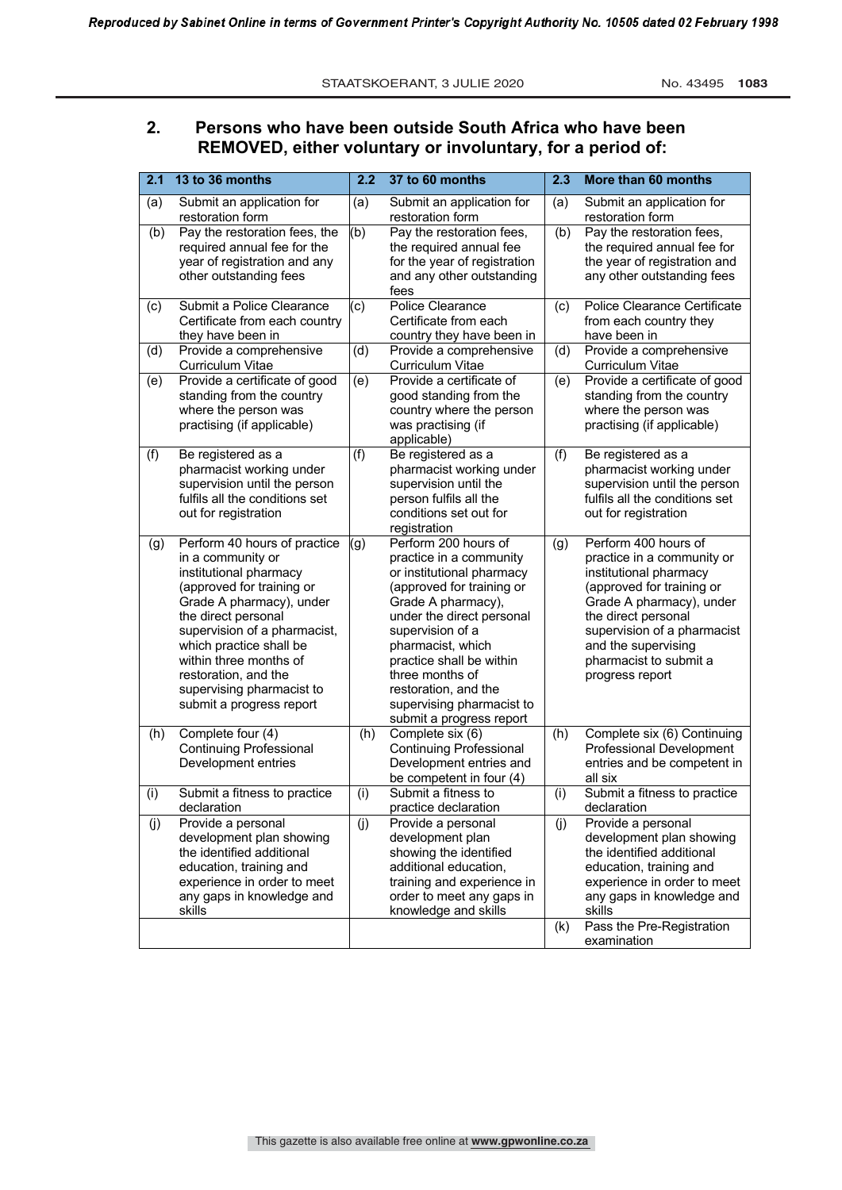## 2. Persons who have been outside South Africa who have been REMOVED, either voluntary or involuntary, for a period of:

| 2.1 | 13 to 36 months | 2.2 | 37 to 60 months | 2.3 | More than 60 months |
|---|---|---|---|---|---|
| (a) | Submit an application for restoration form | (a) | Submit an application for restoration form | (a) | Submit an application for restoration form |
| (b) | Pay the restoration fees, the required annual fee for the year of registration and any other outstanding fees | (b) | Pay the restoration fees, the required annual fee for the year of registration and any other outstanding fees | (b) | Pay the restoration fees, the required annual fee for the year of registration and any other outstanding fees |
| (c) | Submit a Police Clearance Certificate from each country they have been in | (c) | Police Clearance Certificate from each country they have been in | (c) | Police Clearance Certificate from each country they have been in |
| (d) | Provide a comprehensive Curriculum Vitae | (d) | Provide a comprehensive Curriculum Vitae | (d) | Provide a comprehensive Curriculum Vitae |
| (e) | Provide a certificate of good standing from the country where the person was practising (if applicable) | (e) | Provide a certificate of good standing from the country where the person was practising (if applicable) | (e) | Provide a certificate of good standing from the country where the person was practising (if applicable) |
| (f) | Be registered as a pharmacist working under supervision until the person fulfils all the conditions set out for registration | (f) | Be registered as a pharmacist working under supervision until the person fulfils all the conditions set out for registration | (f) | Be registered as a pharmacist working under supervision until the person fulfils all the conditions set out for registration |
| (g) | Perform 40 hours of practice in a community or institutional pharmacy (approved for training or Grade A pharmacy), under the direct personal supervision of a pharmacist, which practice shall be within three months of restoration, and the supervising pharmacist to submit a progress report | (g) | Perform 200 hours of practice in a community or institutional pharmacy (approved for training or Grade A pharmacy), under the direct personal supervision of a pharmacist, which practice shall be within three months of restoration, and the supervising pharmacist to submit a progress report | (g) | Perform 400 hours of practice in a community or institutional pharmacy (approved for training or Grade A pharmacy), under the direct personal supervision of a pharmacist and the supervising pharmacist to submit a progress report |
| (h) | Complete four (4) Continuing Professional Development entries | (h) | Complete six (6) Continuing Professional Development entries and be competent in four (4) | (h) | Complete six (6) Continuing Professional Development entries and be competent in all six |
| (i) | Submit a fitness to practice declaration | (i) | Submit a fitness to practice declaration | (i) | Submit a fitness to practice declaration |
| (j) | Provide a personal development plan showing the identified additional education, training and experience in order to meet any gaps in knowledge and skills | (j) | Provide a personal development plan showing the identified additional education, training and experience in order to meet any gaps in knowledge and skills | (j) | Provide a personal development plan showing the identified additional education, training and experience in order to meet any gaps in knowledge and skills |
| | | | | (k) | Pass the Pre-Registration examination |